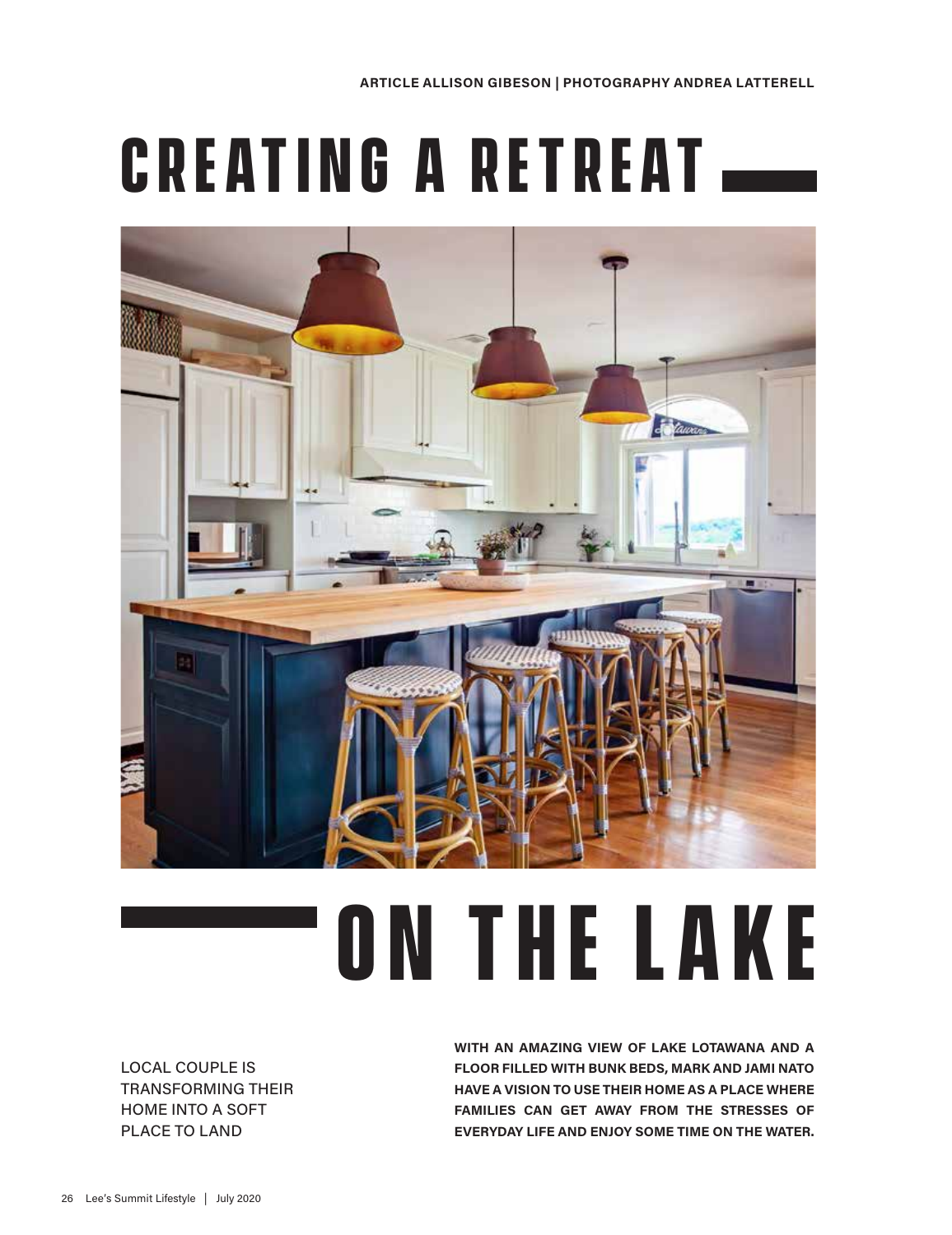ARTICLE ALLISON GIBESON | PHOTOGRAPHY ANDREA LATTERELL

# CREATING A RETREAT ON THE LAKE

LOCAL COUPLE IS TRANSFORMING THEIR HOME INTO A SOFT PLACE TO LAND

**WITH AN AMAZING VIEW OF LAKE LOTAWANA AND A FLOOR FILLED WITH BUNK BEDS, MARK AND JAMI NATO HAVE A VISION TO USE THEIR HOME AS A PLACE WHERE FAMILIES CAN GET AWAY FROM THE STRESSES OF EVERYDAY LIFE AND ENJOY SOME TIME ON THE WATER.**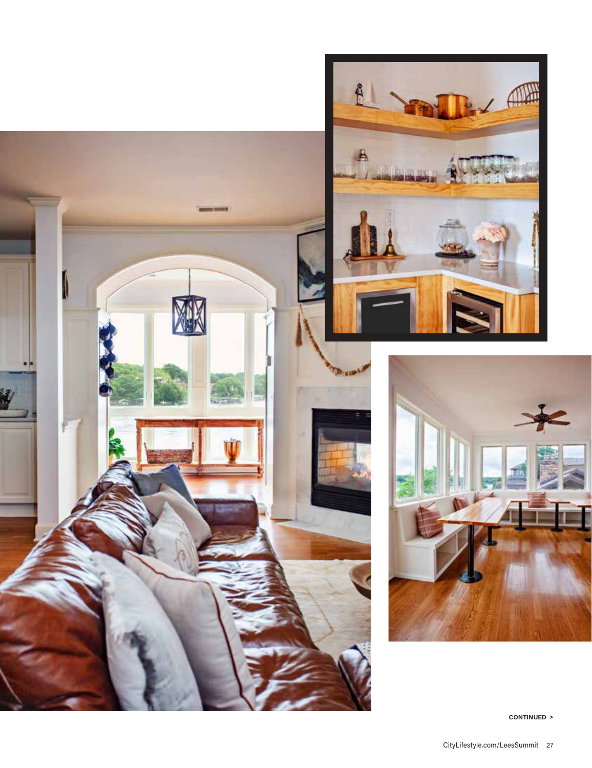CONTINUED >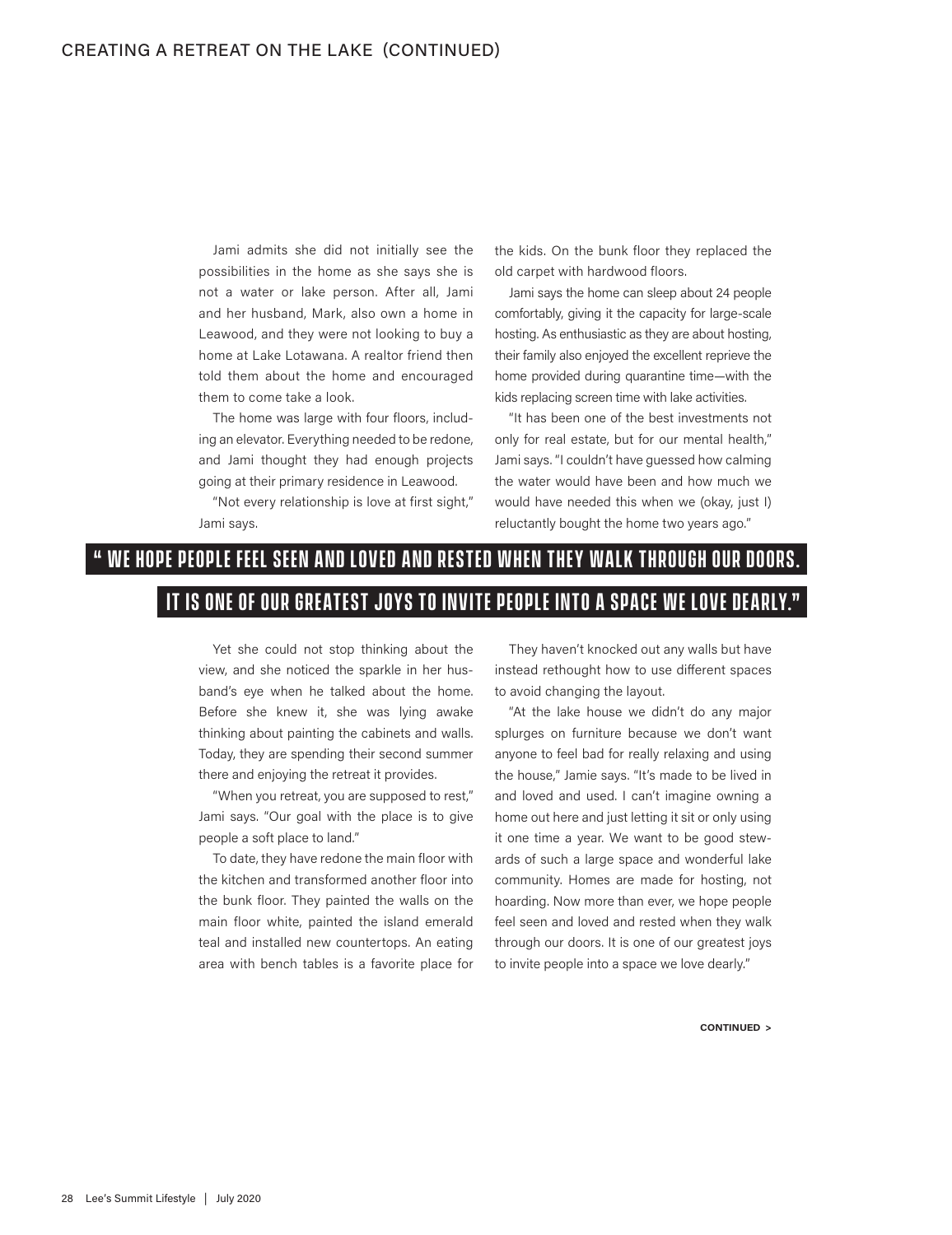Jami admits she did not initially see the possibilities in the home as she says she is not a water or lake person. After all, Jami and her husband, Mark, also own a home in Leawood, and they were not looking to buy a home at Lake Lotawana. A realtor friend then told them about the home and encouraged them to come take a look.

The home was large with four floors, including an elevator. Everything needed to be redone, and Jami thought they had enough projects going at their primary residence in Leawood.

"Not every relationship is love at first sight," Jami says.

Yet she could not stop thinking about the view, and she noticed the sparkle in her husband's eye when he talked about the home. Before she knew it, she was lying awake thinking about painting the cabinets and walls. Today, they are spending their second summer there and enjoying the retreat it provides.

"When you retreat, you are supposed to rest," Jami says. "Our goal with the place is to give people a soft place to land."

To date, they have redone the main floor with the kitchen and transformed another floor into the bunk floor. They painted the walls on the main floor white, painted the island emerald teal and installed new countertops. An eating area with bench tables is a favorite place for the kids. On the bunk floor they replaced the old carpet with hardwood floors.

Jami says the home can sleep about 24 people comfortably, giving it the capacity for large-scale hosting. As enthusiastic as they are about hosting, their family also enjoyed the excellent reprieve the home provided during quarantine time—with the kids replacing screen time with lake activities.

"It has been one of the best investments not only for real estate, but for our mental health," Jami says. "I couldn't have guessed how calming the water would have been and how much we would have needed this when we (okay, just I) reluctantly bought the home two years ago."

**" WE HOPE PEOPLE FEEL SEEN AND LOVED AND RESTED WHEN THEY WALK THROUGH OUR DOORS. IT IS ONE OF OUR GREATEST JOYS TO INVITE PEOPLE INTO A SPACE WE LOVE DEARLY."**

They haven't knocked out any walls but have instead rethought how to use different spaces to avoid changing the layout.

"At the lake house we didn't do any major splurges on furniture because we don't want anyone to feel bad for really relaxing and using the house," Jamie says. "It's made to be lived in and loved and used. I can't imagine owning a home out here and just letting it sit or only using it one time a year. We want to be good stewards of such a large space and wonderful lake community. Homes are made for hosting, not hoarding. Now more than ever, we hope people feel seen and loved and rested when they walk through our doors. It is one of our greatest joys to invite people into a space we love dearly."

**CONTINUED >**